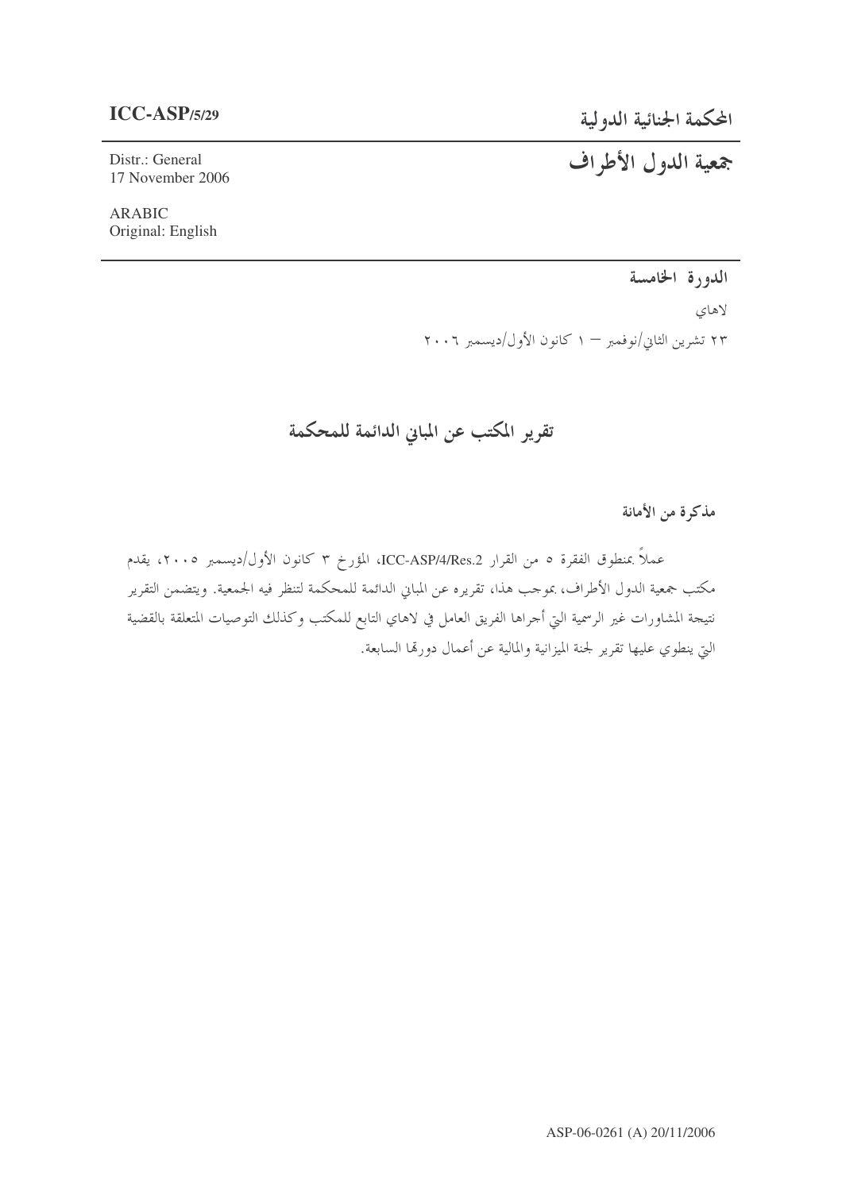ICC-ASP/5/29

Distr.: General
17 November 2006

ARABIC
Original: English

# المحكمة الجنائية الدولية

# جمعية الدول الأطراف

**الدورة الخامسة**

لاهاي

٢٣ تشرين الثاني/نوفمبر – ١ كانون الأول/ديسمبر ٢٠٠٦

## تقرير المكتب عن المباني الدائمة للمحكمة

### مذكرة من الأمانة

عملاً بمنطوق الفقرة ٥ من القرار ICC-ASP/4/Res.2، المؤرخ ٣ كانون الأول/ديسمبر ٢٠٠٥، يقدم مكتب جمعية الدول الأطراف، بموجب هذا، تقريره عن المباني الدائمة للمحكمة لتنظر فيه الجمعية. ويتضمن التقرير نتيجة المشاورات غير الرسمية التي أجراها الفريق العامل في لاهاي التابع للمكتب وكذلك التوصيات المتعلقة بالقضية التي ينطوي عليها تقرير لجنة الميزانية والمالية عن أعمال دورتها السابعة.

ASP-06-0261 (A) 20/11/2006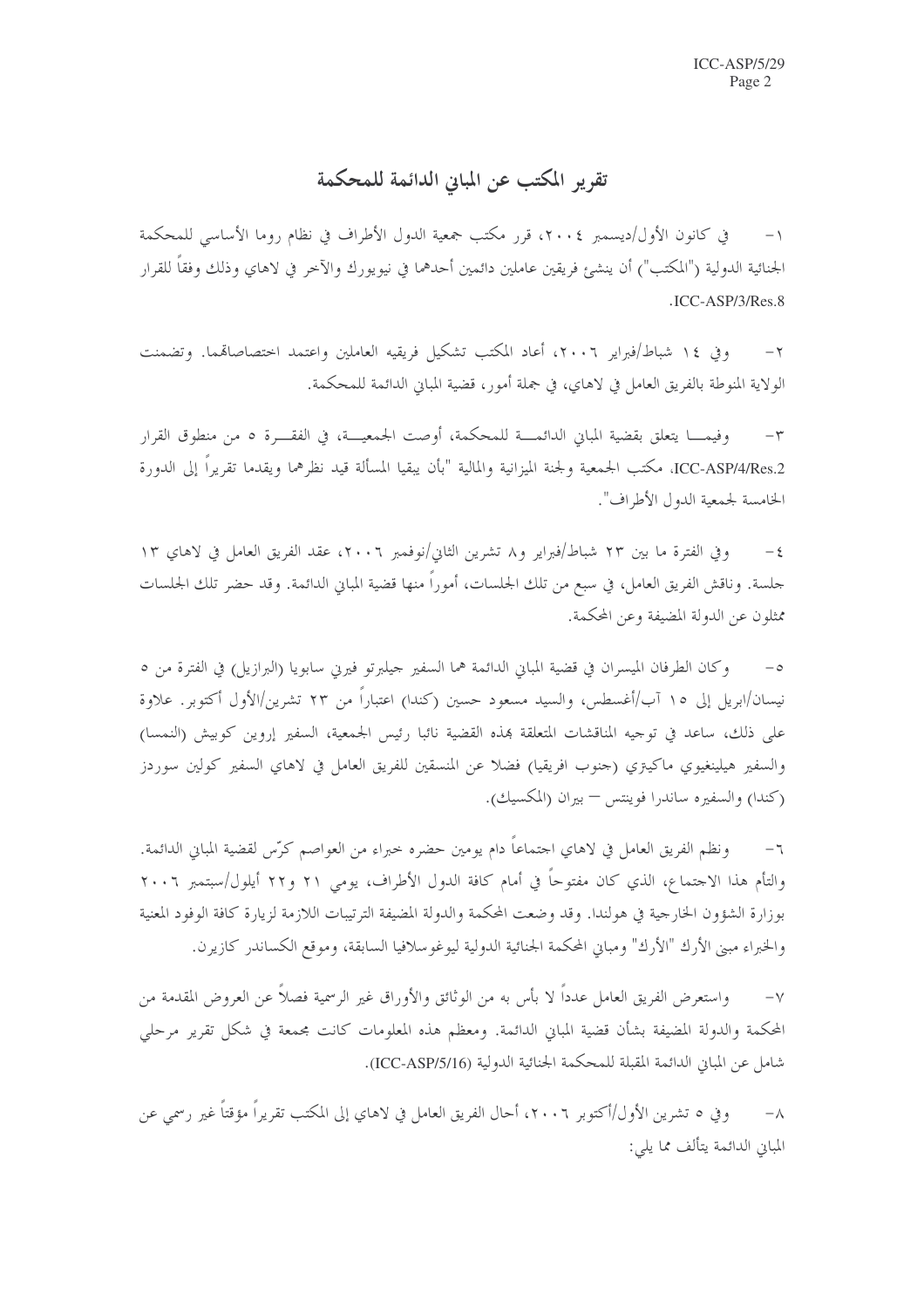# تقرير المكتب عن المباني الدائمة للمحكمة

١- في كانون الأول/ديسمبر ٢٠٠٤، قرر مكتب جمعية الدول الأطراف في نظام روما الأساسي للمحكمة الجنائية الدولية ("المكتب") أن ينشئ فريقين عاملين دائمين أحدهما في نيويورك والآخر في لاهاي وذلك وفقاً للقرار ICC-ASP/3/Res.8.

٢- وفي ١٤ شباط/فبراير ٢٠٠٦، أعاد المكتب تشكيل فريقيه العاملين واعتمد اختصاصاتهما. وتضمنت الولاية المنوطة بالفريق العامل في لاهاي، في جملة أمور، قضية المباني الدائمة للمحكمة.

٣- وفيما يتعلق بقضية المباني الدائمة للمحكمة، أوصت الجمعية، في الفقرة ٥ من منطوق القرار ICC-ASP/4/Res.2، مكتب الجمعية ولجنة الميزانية والمالية "بأن يبقيا المسألة قيد نظرهما ويقدما تقريراً إلى الدورة الخامسة لجمعية الدول الأطراف".

٤- وفي الفترة ما بين ٢٣ شباط/فبراير و٨ تشرين الثاني/نوفمبر ٢٠٠٦، عقد الفريق العامل في لاهاي ١٣ جلسة. وناقش الفريق العامل، في سبع من تلك الجلسات، أموراً منها قضية المباني الدائمة. وقد حضر تلك الجلسات ممثلون عن الدولة المضيفة وعن المحكمة.

٥- وكان الطرفان الميسران في قضية المباني الدائمة هما السفير جيلبرتو فيرني سابويا (البرازيل) في الفترة من ٥ نيسان/ابريل إلى ١٥ آب/أغسطس، والسيد مسعود حسين (كندا) اعتباراً من ٢٣ تشرين/الأول أكتوبر. علاوة على ذلك، ساعد في توجيه المناقشات المتعلقة بهذه القضية نائبا رئيس الجمعية، السفير إروين كوبيش (النمسا) والسفير هيلينغيوي ماكيتري (جنوب افريقيا) فضلا عن المنسقين للفريق العامل في لاهاي السفير كولين سوردز (كندا) والسفيرة ساندرا فوينتس – بيران (المكسيك).

٦- ونظم الفريق العامل في لاهاي اجتماعاً دام يومين حضره خبراء من العواصم كرّس لقضية المباني الدائمة. والتأم هذا الاجتماع، الذي كان مفتوحاً في أمام كافة الدول الأطراف، يومي ٢١ و٢٢ أيلول/سبتمبر ٢٠٠٦ بوزارة الشؤون الخارجية في هولندا. وقد وضعت المحكمة والدولة المضيفة الترتيبات اللازمة لزيارة كافة الوفود المعنية والخبراء مبنى الأرك "الأرك" ومباني المحكمة الجنائية الدولية ليوغوسلافيا السابقة، وموقع الكساندر كازيرن.

٧- واستعرض الفريق العامل عدداً لا بأس به من الوثائق والأوراق غير الرسمية فصلاً عن العروض المقدمة من المحكمة والدولة المضيفة بشأن قضية المباني الدائمة. ومعظم هذه المعلومات كانت مجمعة في شكل تقرير مرحلي شامل عن المباني الدائمة المقبلة للمحكمة الجنائية الدولية (ICC-ASP/5/16).

٨- وفي ٥ تشرين الأول/أكتوبر ٢٠٠٦، أحال الفريق العامل في لاهاي إلى المكتب تقريراً مؤقتاً غير رسمي عن المباني الدائمة يتألف مما يلي: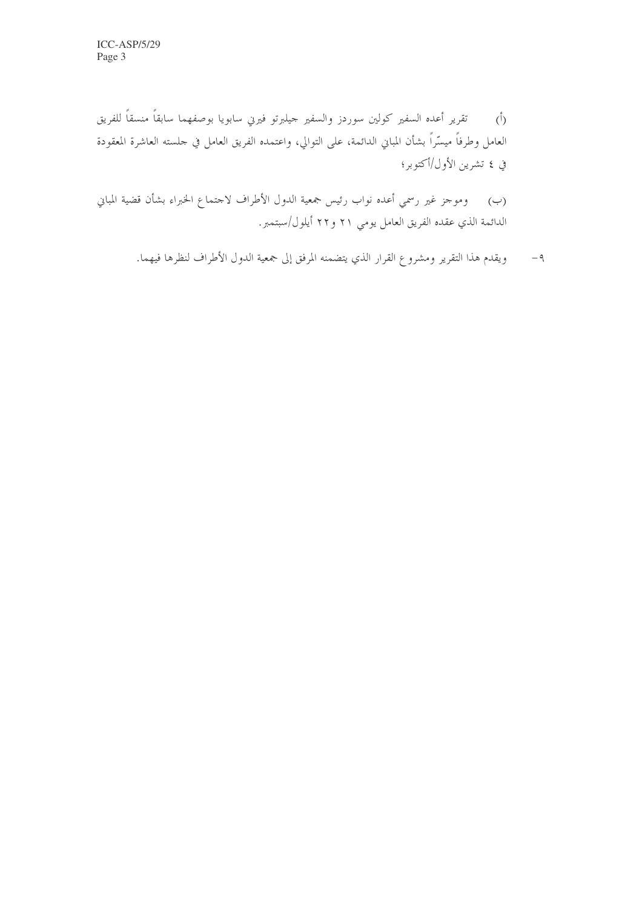(أ) تقرير أعده السفير كولين سوردز والسفير جيلبرتو فيرني سابويا بوصفهما سابقاً منسقاً للفريق العامل وطرفاً ميسّراً بشأن المباني الدائمة، على التوالي، واعتمده الفريق العامل في جلسته العاشرة المعقودة في ٤ تشرين الأول/أكتوبر؛

(ب) وموجز غير رسمي أعده نواب رئيس جمعية الدول الأطراف لاجتماع الخبراء بشأن قضية المباني الدائمة الذي عقده الفريق العامل يومي ٢١ و٢٢ أيلول/سبتمبر.

٩- ويقدم هذا التقرير ومشروع القرار الذي يتضمنه المرفق إلى جمعية الدول الأطراف لنظرها فيهما.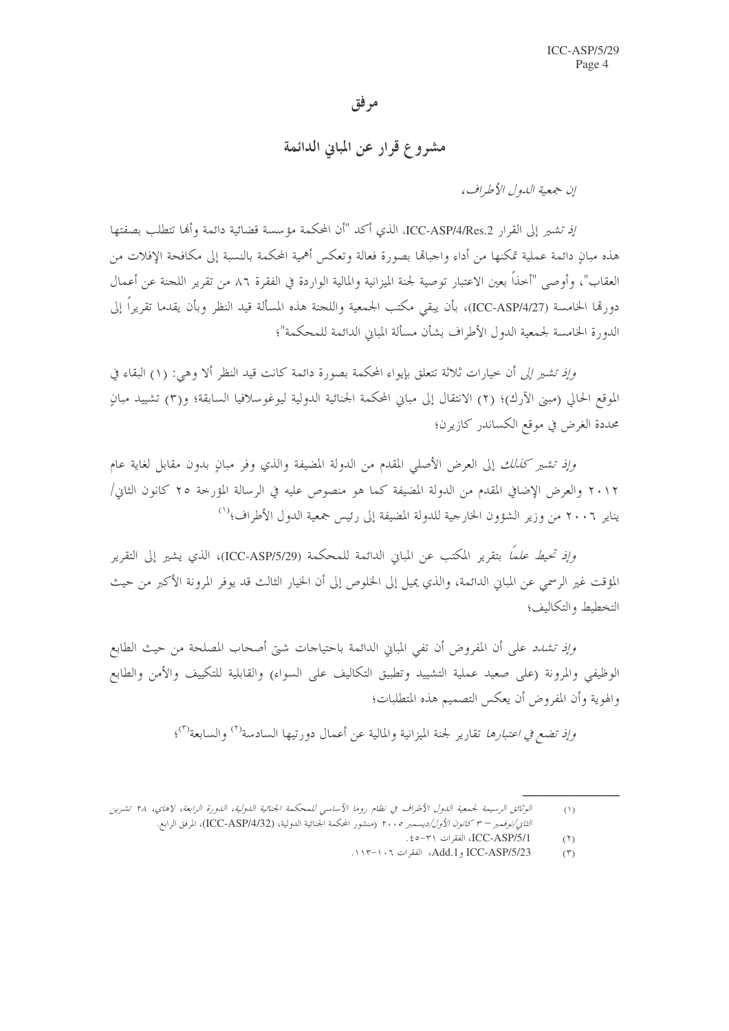# مرفق

## مشروع قرار عن المباني الدائمة

*إن جمعية الدول الأطراف،*

*إذ تشير* إلى القرار ICC-ASP/4/Res.2، الذي أكد "أن المحكمة مؤسسة قضائية دائمة وأنها تتطلب بصفتها هذه مبانٍ دائمة عملية تمكنها من أداء واجباتها بصورة فعالة وتعكس أهمية المحكمة بالنسبة إلى مكافحة الإفلات من العقاب"، وأوصى "أخذاً بعين الاعتبار توصية لجنة الميزانية والمالية الواردة في الفقرة ٨٦ من تقرير اللجنة عن أعمال دورتها الخامسة (ICC-ASP/4/27)، بأن يبقي مكتب الجمعية واللجنة هذه المسألة قيد النظر وبأن يقدما تقريراً إلى الدورة الخامسة لجمعية الدول الأطراف بشأن مسألة المباني الدائمة للمحكمة"؛

*وإذ تشير إلى* أن خيارات ثلاثة تتعلق بإيواء المحكمة بصورة دائمة كانت قيد النظر ألا وهي: (١) البقاء في الموقع الحالي (مبنى الآرك)؛ (٢) الانتقال إلى مباني المحكمة الجنائية الدولية ليوغوسلافيا السابقة؛ و(٣) تشييد مبانٍ محددة الغرض في موقع الكساندر كازيرن؛

*وإذ تشير كذلك* إلى العرض الأصلي المقدم من الدولة المضيفة والذي وفر مبانٍ بدون مقابل لغاية عام ٢٠١٢ والعرض الإضافي المقدم من الدولة المضيفة كما هو منصوص عليه في الرسالة المؤرخة ٢٥ كانون الثاني/يناير ٢٠٠٦ من وزير الشؤون الخارجية للدولة المضيفة إلى رئيس جمعية الدول الأطراف؛[(١)]

*وإذ تحيط علماً* بتقرير المكتب عن المباني الدائمة للمحكمة (ICC-ASP/5/29)، الذي يشير إلى التقرير المؤقت غير الرسمي عن المباني الدائمة، والذي يميل إلى الخلوص إلى أن الخيار الثالث قد يوفر المرونة الأكبر من حيث التخطيط والتكاليف؛

*وإذ تشدد* على أن المفروض أن تفي المباني الدائمة باحتياجات شتى أصحاب المصلحة من حيث الطابع الوظيفي والمرونة (على صعيد عملية التشييد وتطبيق التكاليف على السواء) والقابلية للتكييف والأمن والطابع والهوية وأن المفروض أن يعكس التصميم هذه المتطلبات؛

*وإذ تضع في اعتبارها* تقارير لجنة الميزانية والمالية عن أعمال دورتيها السادسة[(٢)] والسابعة[(٣)]؛

---

(١) *الوثائق الرسمية لجمعية الدول الأطراف في نظام روما الأساسي للمحكمة الجنائية الدولية، الدورة الرابعة، لاهاي، ٢٨ تشرين الثاني/نوفمبر – ٣ كانون الأول/ديسمبر ٢٠٠٥* (منشور المحكمة الجنائية الدولية، (ICC-ASP/4/32)، المرفق الرابع.

(٢) ICC-ASP/5/1، الفقرات ٣١-٤٥.

(٣) ICC-ASP/5/23 وAdd.1، الفقرات ١٠٦-١١٣.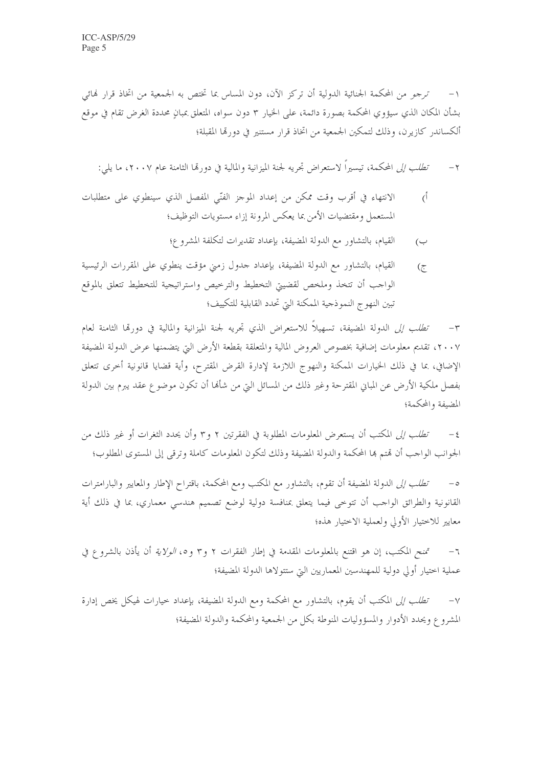١- *ترجو* من المحكمة الجنائية الدولية أن تركز الآن، دون المساس بما تختص به الجمعية من اتخاذ قرار نهائي بشأن المكان الذي سيؤوي المحكمة بصورة دائمة، على الخيار ٣ دون سواه، المتعلق بمبانٍ محددة الغرض تقام في موقع ألكساندر كازيرن، وذلك لتمكين الجمعية من اتخاذ قرار مستنير في دورتها المقبلة؛

٢- *تطلب إلى* المحكمة، تيسيراً لاستعراض تجريه لجنة الميزانية والمالية في دورتها الثامنة عام ٢٠٠٧، ما يلي:

أ) الانتهاء في أقرب وقت ممكن من إعداد الموجز الفنّي المفصل الذي سينطوي على متطلبات المستعمل ومقتضيات الأمن بما يعكس المرونة إزاء مستويات التوظيف؛

ب) القيام، بالتشاور مع الدولة المضيفة، بإعداد تقديرات لتكلفة المشروع؛

ج) القيام، بالتشاور مع الدولة المضيفة، بإعداد جدول زمني مؤقت ينطوي على المقررات الرئيسية الواجب أن تتخذ وملخص لقضيتي التخطيط والترخيص واستراتيجية للتخطيط تتعلق بالموقع تبين النهوج النموذجية الممكنة التي تحدد القابلية للتكييف؛

٣- *تطلب إلى* الدولة المضيفة، تسهيلاً للاستعراض الذي تجريه لجنة الميزانية والمالية في دورتها الثامنة لعام ٢٠٠٧، تقديم معلومات إضافية بخصوص العروض المالية والمتعلقة بقطعة الأرض التي يتضمنها عرض الدولة المضيفة الإضافي، بما في ذلك الخيارات الممكنة والنهوج اللازمة لإدارة القرض المقترح، وأية قضايا قانونية أخرى تتعلق بفصل ملكية الأرض عن المباني المقترحة وغير ذلك من المسائل التي من شأنها أن تكون موضوع عقد يبرم بين الدولة المضيفة والمحكمة؛

٤- *تطلب إلى* المكتب أن يستعرض المعلومات المطلوبة في الفقرتين ٢ و٣ وأن يحدد الثغرات أو غير ذلك من الجوانب الواجب أن تهتم بها المحكمة والدولة المضيفة وذلك لتكون المعلومات كاملة وترقى إلى المستوى المطلوب؛

٥- *تطلب إلى* الدولة المضيفة أن تقوم، بالتشاور مع المكتب ومع المحكمة، باقتراح الإطار والمعايير والبارامترات القانونية والطرائق الواجب أن تتوخى فيما يتعلق بمنافسة دولية لوضع تصميم هندسي معماري، بما في ذلك أية معايير للاختيار الأولي ولعملية الاختيار هذه؛

٦- *تمنح* المكتب، إن هو اقتنع بالمعلومات المقدمة في إطار الفقرات ٢ و٣ و٥، *الولاية* أن يأذن بالشروع في عملية اختيار أولي دولية للمهندسين المعماريين التي ستتولاها الدولة المضيفة؛

٧- *تطلب إلى* المكتب أن يقوم، بالتشاور مع المحكمة ومع الدولة المضيفة، بإعداد خيارات لهيكل يخص إدارة المشروع ويحدد الأدوار والمسؤوليات المنوطة بكل من الجمعية والمحكمة والدولة المضيفة؛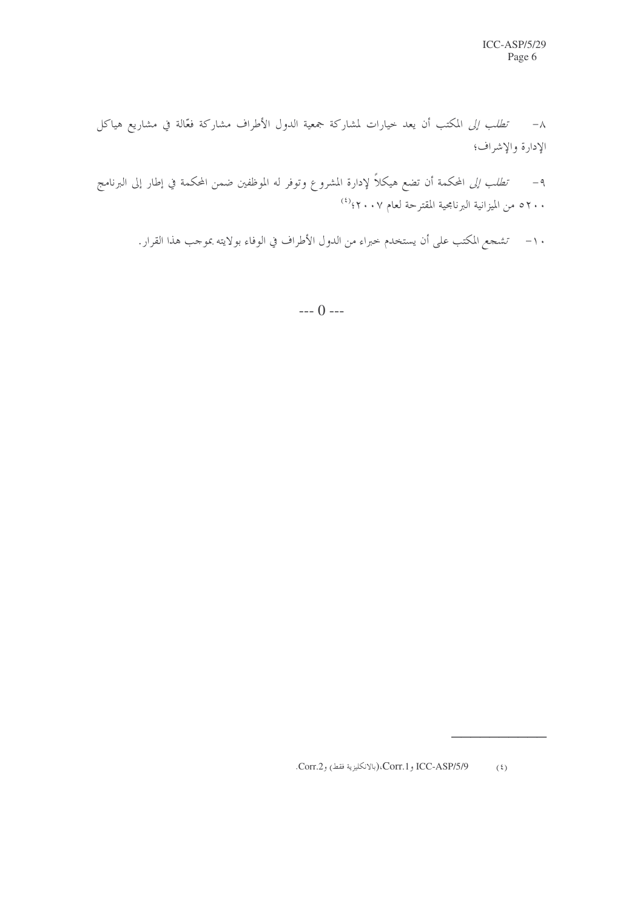٨- *تطلب إلى* المكتب أن يعد خيارات لمشاركة جمعية الدول الأطراف مشاركة فعّالة في مشاريع هياكل الإدارة والإشراف؛

٩- *تطلب إلى* المحكمة أن تضع هيكلاً لإدارة المشروع وتوفر له الموظفين ضمن المحكمة في إطار إلى البرنامج ٥٢٠٠ من الميزانية البرنامجية المقترحة لعام ٢٠٠٧؛[٤]

١٠- *تشجع* المكتب على أن يستخدم خبراء من الدول الأطراف في الوفاء بولايته بموجب هذا القرار.

--- 0 ---

---

(٤) ICC-ASP/5/9 وCorr.1،(بالانكليزية فقط) وCorr.2.